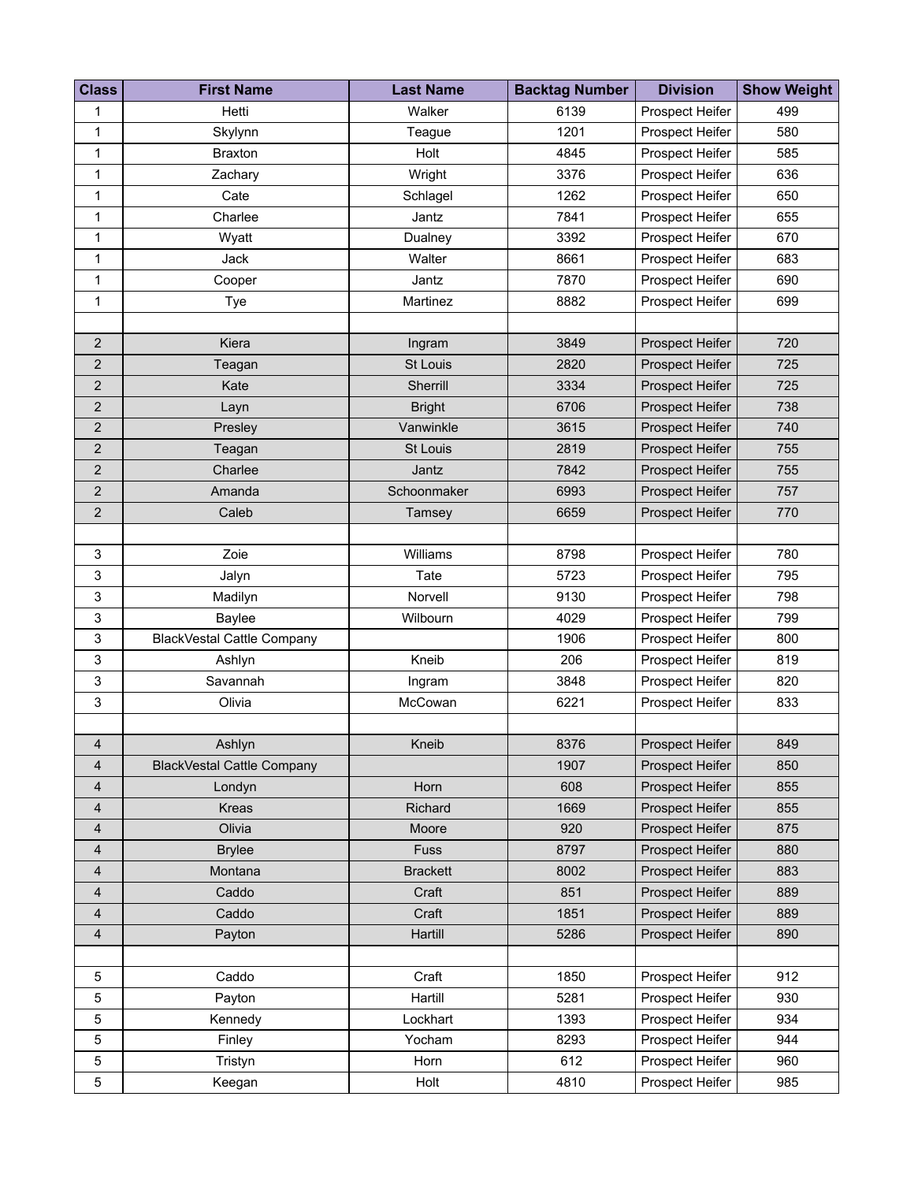| Class | First Name | Last Name | Backtag Number | Division | Show Weight |
|---|---|---|---|---|---|
| 1 | Hetti | Walker | 6139 | Prospect Heifer | 499 |
| 1 | Skylynn | Teague | 1201 | Prospect Heifer | 580 |
| 1 | Braxton | Holt | 4845 | Prospect Heifer | 585 |
| 1 | Zachary | Wright | 3376 | Prospect Heifer | 636 |
| 1 | Cate | Schlagel | 1262 | Prospect Heifer | 650 |
| 1 | Charlee | Jantz | 7841 | Prospect Heifer | 655 |
| 1 | Wyatt | Dualney | 3392 | Prospect Heifer | 670 |
| 1 | Jack | Walter | 8661 | Prospect Heifer | 683 |
| 1 | Cooper | Jantz | 7870 | Prospect Heifer | 690 |
| 1 | Tye | Martinez | 8882 | Prospect Heifer | 699 |
| | | | | | |
| 2 | Kiera | Ingram | 3849 | Prospect Heifer | 720 |
| 2 | Teagan | St Louis | 2820 | Prospect Heifer | 725 |
| 2 | Kate | Sherrill | 3334 | Prospect Heifer | 725 |
| 2 | Layn | Bright | 6706 | Prospect Heifer | 738 |
| 2 | Presley | Vanwinkle | 3615 | Prospect Heifer | 740 |
| 2 | Teagan | St Louis | 2819 | Prospect Heifer | 755 |
| 2 | Charlee | Jantz | 7842 | Prospect Heifer | 755 |
| 2 | Amanda | Schoonmaker | 6993 | Prospect Heifer | 757 |
| 2 | Caleb | Tamsey | 6659 | Prospect Heifer | 770 |
| | | | | | |
| 3 | Zoie | Williams | 8798 | Prospect Heifer | 780 |
| 3 | Jalyn | Tate | 5723 | Prospect Heifer | 795 |
| 3 | Madilyn | Norvell | 9130 | Prospect Heifer | 798 |
| 3 | Baylee | Wilbourn | 4029 | Prospect Heifer | 799 |
| 3 | BlackVestal Cattle Company | | 1906 | Prospect Heifer | 800 |
| 3 | Ashlyn | Kneib | 206 | Prospect Heifer | 819 |
| 3 | Savannah | Ingram | 3848 | Prospect Heifer | 820 |
| 3 | Olivia | McCowan | 6221 | Prospect Heifer | 833 |
| | | | | | |
| 4 | Ashlyn | Kneib | 8376 | Prospect Heifer | 849 |
| 4 | BlackVestal Cattle Company | | 1907 | Prospect Heifer | 850 |
| 4 | Londyn | Horn | 608 | Prospect Heifer | 855 |
| 4 | Kreas | Richard | 1669 | Prospect Heifer | 855 |
| 4 | Olivia | Moore | 920 | Prospect Heifer | 875 |
| 4 | Brylee | Fuss | 8797 | Prospect Heifer | 880 |
| 4 | Montana | Brackett | 8002 | Prospect Heifer | 883 |
| 4 | Caddo | Craft | 851 | Prospect Heifer | 889 |
| 4 | Caddo | Craft | 1851 | Prospect Heifer | 889 |
| 4 | Payton | Hartill | 5286 | Prospect Heifer | 890 |
| | | | | | |
| 5 | Caddo | Craft | 1850 | Prospect Heifer | 912 |
| 5 | Payton | Hartill | 5281 | Prospect Heifer | 930 |
| 5 | Kennedy | Lockhart | 1393 | Prospect Heifer | 934 |
| 5 | Finley | Yocham | 8293 | Prospect Heifer | 944 |
| 5 | Tristyn | Horn | 612 | Prospect Heifer | 960 |
| 5 | Keegan | Holt | 4810 | Prospect Heifer | 985 |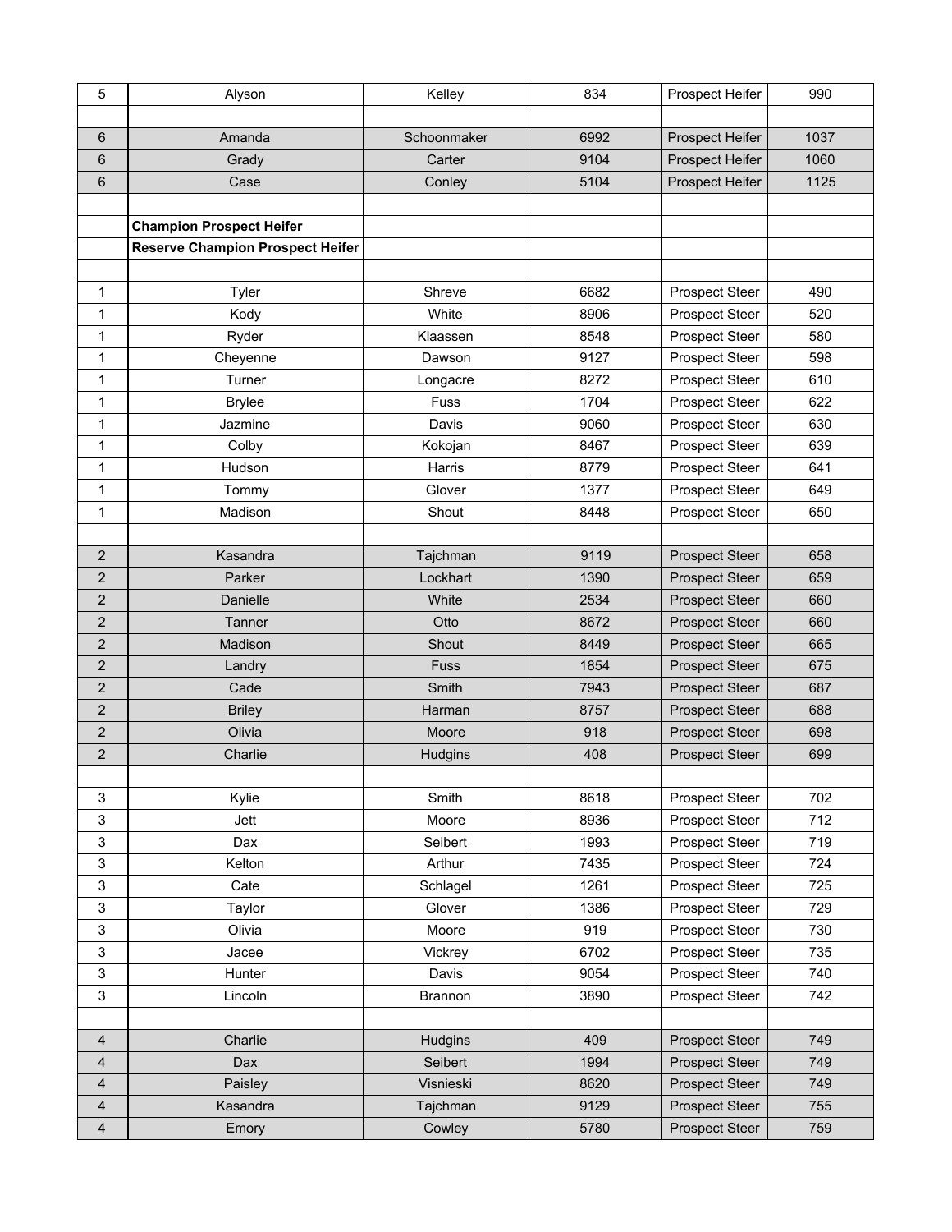| 5 | Alyson | Kelley | 834 | Prospect Heifer | 990 |
|---|---|---|---|---|---|
| | | | | | |
| 6 | Amanda | Schoonmaker | 6992 | Prospect Heifer | 1037 |
| 6 | Grady | Carter | 9104 | Prospect Heifer | 1060 |
| 6 | Case | Conley | 5104 | Prospect Heifer | 1125 |
| | | | | | |
| | **Champion Prospect Heifer** | | | | |
| | **Reserve Champion Prospect Heifer** | | | | |
| | | | | | |
| 1 | Tyler | Shreve | 6682 | Prospect Steer | 490 |
| 1 | Kody | White | 8906 | Prospect Steer | 520 |
| 1 | Ryder | Klaassen | 8548 | Prospect Steer | 580 |
| 1 | Cheyenne | Dawson | 9127 | Prospect Steer | 598 |
| 1 | Turner | Longacre | 8272 | Prospect Steer | 610 |
| 1 | Brylee | Fuss | 1704 | Prospect Steer | 622 |
| 1 | Jazmine | Davis | 9060 | Prospect Steer | 630 |
| 1 | Colby | Kokojan | 8467 | Prospect Steer | 639 |
| 1 | Hudson | Harris | 8779 | Prospect Steer | 641 |
| 1 | Tommy | Glover | 1377 | Prospect Steer | 649 |
| 1 | Madison | Shout | 8448 | Prospect Steer | 650 |
| | | | | | |
| 2 | Kasandra | Tajchman | 9119 | Prospect Steer | 658 |
| 2 | Parker | Lockhart | 1390 | Prospect Steer | 659 |
| 2 | Danielle | White | 2534 | Prospect Steer | 660 |
| 2 | Tanner | Otto | 8672 | Prospect Steer | 660 |
| 2 | Madison | Shout | 8449 | Prospect Steer | 665 |
| 2 | Landry | Fuss | 1854 | Prospect Steer | 675 |
| 2 | Cade | Smith | 7943 | Prospect Steer | 687 |
| 2 | Briley | Harman | 8757 | Prospect Steer | 688 |
| 2 | Olivia | Moore | 918 | Prospect Steer | 698 |
| 2 | Charlie | Hudgins | 408 | Prospect Steer | 699 |
| | | | | | |
| 3 | Kylie | Smith | 8618 | Prospect Steer | 702 |
| 3 | Jett | Moore | 8936 | Prospect Steer | 712 |
| 3 | Dax | Seibert | 1993 | Prospect Steer | 719 |
| 3 | Kelton | Arthur | 7435 | Prospect Steer | 724 |
| 3 | Cate | Schlagel | 1261 | Prospect Steer | 725 |
| 3 | Taylor | Glover | 1386 | Prospect Steer | 729 |
| 3 | Olivia | Moore | 919 | Prospect Steer | 730 |
| 3 | Jacee | Vickrey | 6702 | Prospect Steer | 735 |
| 3 | Hunter | Davis | 9054 | Prospect Steer | 740 |
| 3 | Lincoln | Brannon | 3890 | Prospect Steer | 742 |
| | | | | | |
| 4 | Charlie | Hudgins | 409 | Prospect Steer | 749 |
| 4 | Dax | Seibert | 1994 | Prospect Steer | 749 |
| 4 | Paisley | Visnieski | 8620 | Prospect Steer | 749 |
| 4 | Kasandra | Tajchman | 9129 | Prospect Steer | 755 |
| 4 | Emory | Cowley | 5780 | Prospect Steer | 759 |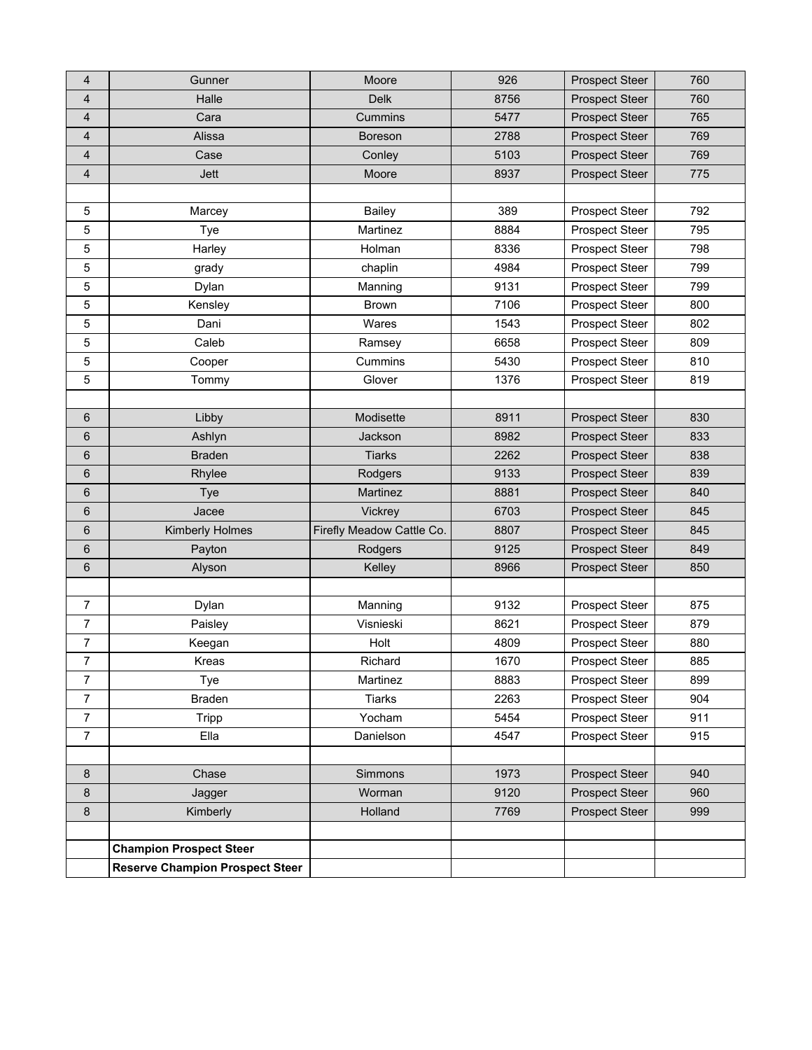| | | | | | |
|---|---|---|---|---|---|
| 4 | Gunner | Moore | 926 | Prospect Steer | 760 |
| 4 | Halle | Delk | 8756 | Prospect Steer | 760 |
| 4 | Cara | Cummins | 5477 | Prospect Steer | 765 |
| 4 | Alissa | Boreson | 2788 | Prospect Steer | 769 |
| 4 | Case | Conley | 5103 | Prospect Steer | 769 |
| 4 | Jett | Moore | 8937 | Prospect Steer | 775 |
| | | | | | |
| 5 | Marcey | Bailey | 389 | Prospect Steer | 792 |
| 5 | Tye | Martinez | 8884 | Prospect Steer | 795 |
| 5 | Harley | Holman | 8336 | Prospect Steer | 798 |
| 5 | grady | chaplin | 4984 | Prospect Steer | 799 |
| 5 | Dylan | Manning | 9131 | Prospect Steer | 799 |
| 5 | Kensley | Brown | 7106 | Prospect Steer | 800 |
| 5 | Dani | Wares | 1543 | Prospect Steer | 802 |
| 5 | Caleb | Ramsey | 6658 | Prospect Steer | 809 |
| 5 | Cooper | Cummins | 5430 | Prospect Steer | 810 |
| 5 | Tommy | Glover | 1376 | Prospect Steer | 819 |
| | | | | | |
| 6 | Libby | Modisette | 8911 | Prospect Steer | 830 |
| 6 | Ashlyn | Jackson | 8982 | Prospect Steer | 833 |
| 6 | Braden | Tiarks | 2262 | Prospect Steer | 838 |
| 6 | Rhylee | Rodgers | 9133 | Prospect Steer | 839 |
| 6 | Tye | Martinez | 8881 | Prospect Steer | 840 |
| 6 | Jacee | Vickrey | 6703 | Prospect Steer | 845 |
| 6 | Kimberly Holmes | Firefly Meadow Cattle Co. | 8807 | Prospect Steer | 845 |
| 6 | Payton | Rodgers | 9125 | Prospect Steer | 849 |
| 6 | Alyson | Kelley | 8966 | Prospect Steer | 850 |
| | | | | | |
| 7 | Dylan | Manning | 9132 | Prospect Steer | 875 |
| 7 | Paisley | Visnieski | 8621 | Prospect Steer | 879 |
| 7 | Keegan | Holt | 4809 | Prospect Steer | 880 |
| 7 | Kreas | Richard | 1670 | Prospect Steer | 885 |
| 7 | Tye | Martinez | 8883 | Prospect Steer | 899 |
| 7 | Braden | Tiarks | 2263 | Prospect Steer | 904 |
| 7 | Tripp | Yocham | 5454 | Prospect Steer | 911 |
| 7 | Ella | Danielson | 4547 | Prospect Steer | 915 |
| | | | | | |
| 8 | Chase | Simmons | 1973 | Prospect Steer | 940 |
| 8 | Jagger | Worman | 9120 | Prospect Steer | 960 |
| 8 | Kimberly | Holland | 7769 | Prospect Steer | 999 |
| | | | | | |
| | **Champion Prospect Steer** | | | | |
| | **Reserve Champion Prospect Steer** | | | | |